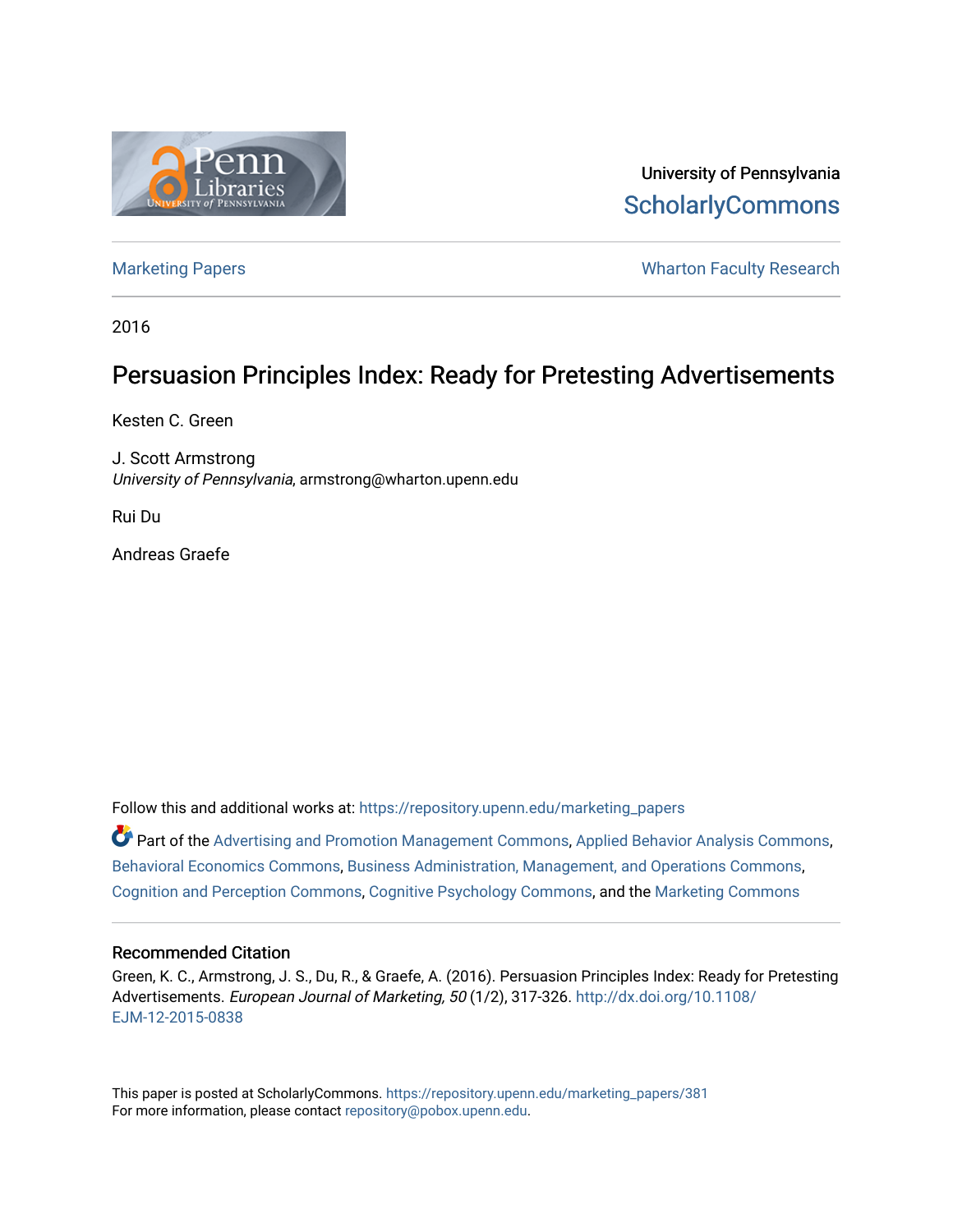University of Pennsylvania
ScholarlyCommons

Marketing Papers | Wharton Faculty Research

2016

# Persuasion Principles Index: Ready for Pretesting Advertisements

Kesten C. Green

J. Scott Armstrong
*University of Pennsylvania*, armstrong@wharton.upenn.edu

Rui Du

Andreas Graefe

Follow this and additional works at: https://repository.upenn.edu/marketing_papers

Part of the Advertising and Promotion Management Commons, Applied Behavior Analysis Commons, Behavioral Economics Commons, Business Administration, Management, and Operations Commons, Cognition and Perception Commons, Cognitive Psychology Commons, and the Marketing Commons

### Recommended Citation

Green, K. C., Armstrong, J. S., Du, R., & Graefe, A. (2016). Persuasion Principles Index: Ready for Pretesting Advertisements. *European Journal of Marketing, 50* (1/2), 317-326. http://dx.doi.org/10.1108/EJM-12-2015-0838

This paper is posted at ScholarlyCommons. https://repository.upenn.edu/marketing_papers/381
For more information, please contact repository@pobox.upenn.edu.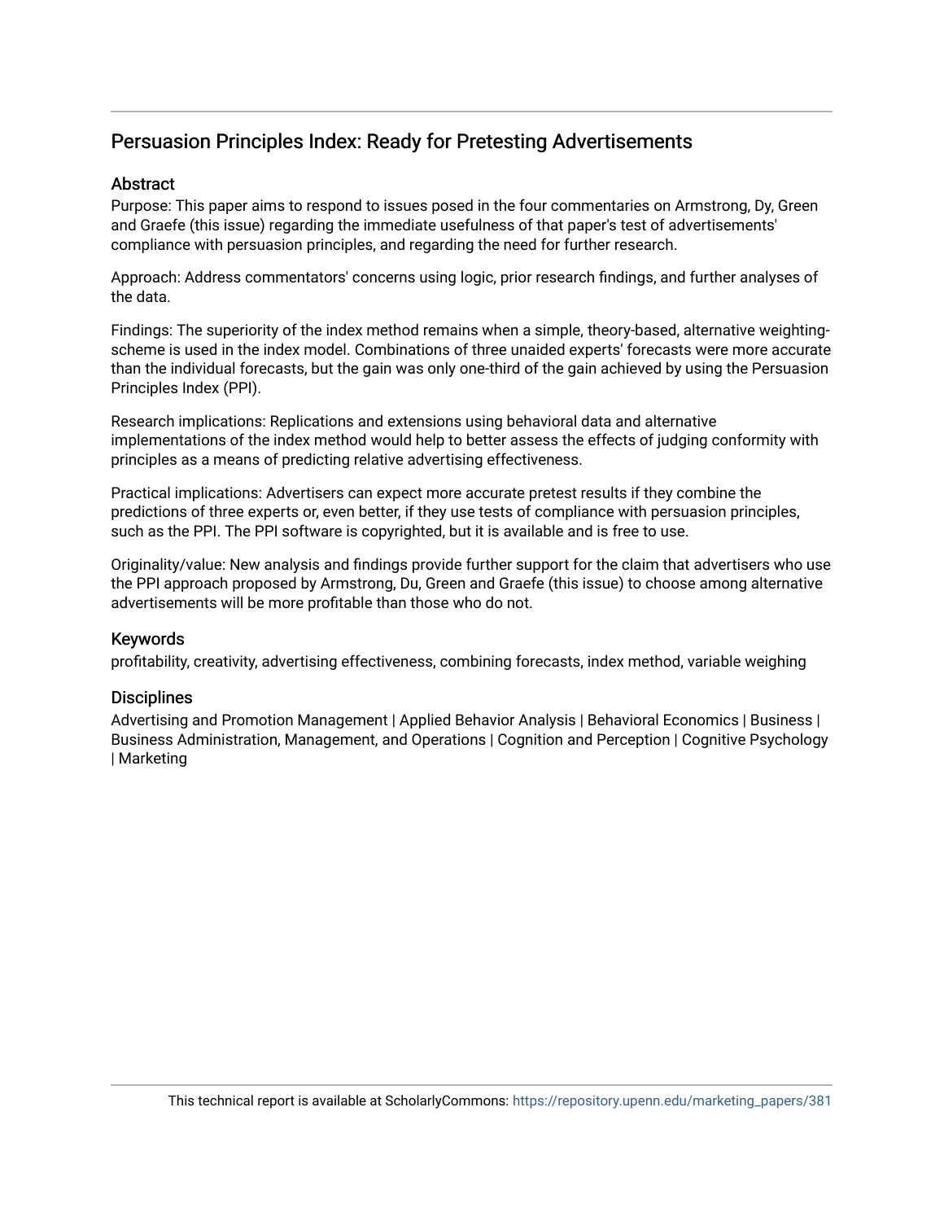## Persuasion Principles Index: Ready for Pretesting Advertisements

### Abstract

Purpose: This paper aims to respond to issues posed in the four commentaries on Armstrong, Dy, Green and Graefe (this issue) regarding the immediate usefulness of that paper's test of advertisements' compliance with persuasion principles, and regarding the need for further research.

Approach: Address commentators' concerns using logic, prior research findings, and further analyses of the data.

Findings: The superiority of the index method remains when a simple, theory-based, alternative weighting-scheme is used in the index model. Combinations of three unaided experts' forecasts were more accurate than the individual forecasts, but the gain was only one-third of the gain achieved by using the Persuasion Principles Index (PPI).

Research implications: Replications and extensions using behavioral data and alternative implementations of the index method would help to better assess the effects of judging conformity with principles as a means of predicting relative advertising effectiveness.

Practical implications: Advertisers can expect more accurate pretest results if they combine the predictions of three experts or, even better, if they use tests of compliance with persuasion principles, such as the PPI. The PPI software is copyrighted, but it is available and is free to use.

Originality/value: New analysis and findings provide further support for the claim that advertisers who use the PPI approach proposed by Armstrong, Du, Green and Graefe (this issue) to choose among alternative advertisements will be more profitable than those who do not.

### Keywords

profitability, creativity, advertising effectiveness, combining forecasts, index method, variable weighing

### Disciplines

Advertising and Promotion Management | Applied Behavior Analysis | Behavioral Economics | Business | Business Administration, Management, and Operations | Cognition and Perception | Cognitive Psychology | Marketing

This technical report is available at ScholarlyCommons: https://repository.upenn.edu/marketing_papers/381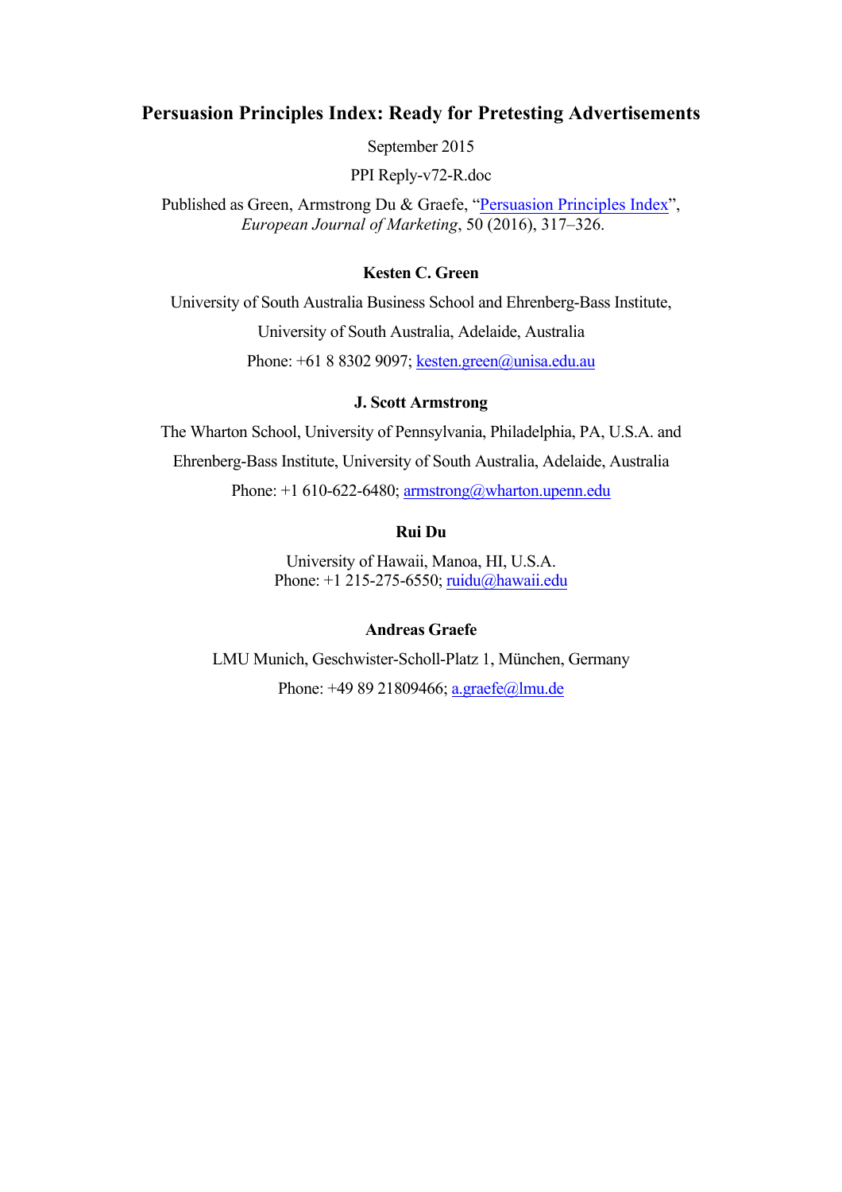# Persuasion Principles Index: Ready for Pretesting Advertisements

September 2015

PPI Reply-v72-R.doc

Published as Green, Armstrong Du & Graefe, "[Persuasion Principles Index]", *European Journal of Marketing*, 50 (2016), 317–326.

**Kesten C. Green**

University of South Australia Business School and Ehrenberg-Bass Institute,

University of South Australia, Adelaide, Australia

Phone: +61 8 8302 9097; kesten.green@unisa.edu.au

**J. Scott Armstrong**

The Wharton School, University of Pennsylvania, Philadelphia, PA, U.S.A. and

Ehrenberg-Bass Institute, University of South Australia, Adelaide, Australia

Phone: +1 610-622-6480; armstrong@wharton.upenn.edu

**Rui Du**

University of Hawaii, Manoa, HI, U.S.A.

Phone: +1 215-275-6550; ruidu@hawaii.edu

**Andreas Graefe**

LMU Munich, Geschwister-Scholl-Platz 1, München, Germany

Phone: +49 89 21809466; a.graefe@lmu.de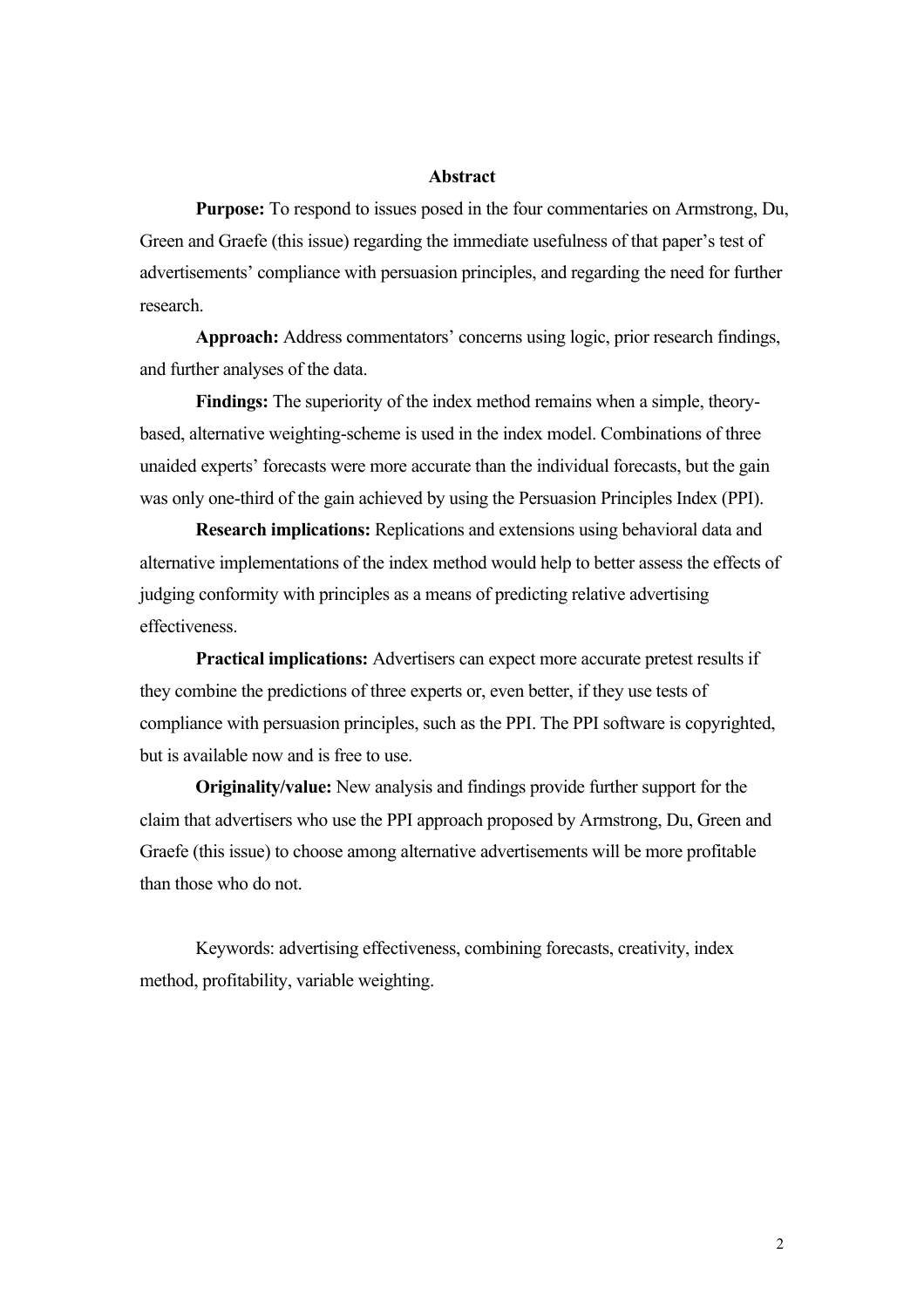## Abstract

**Purpose:** To respond to issues posed in the four commentaries on Armstrong, Du, Green and Graefe (this issue) regarding the immediate usefulness of that paper's test of advertisements' compliance with persuasion principles, and regarding the need for further research.

**Approach:** Address commentators' concerns using logic, prior research findings, and further analyses of the data.

**Findings:** The superiority of the index method remains when a simple, theory-based, alternative weighting-scheme is used in the index model. Combinations of three unaided experts' forecasts were more accurate than the individual forecasts, but the gain was only one-third of the gain achieved by using the Persuasion Principles Index (PPI).

**Research implications:** Replications and extensions using behavioral data and alternative implementations of the index method would help to better assess the effects of judging conformity with principles as a means of predicting relative advertising effectiveness.

**Practical implications:** Advertisers can expect more accurate pretest results if they combine the predictions of three experts or, even better, if they use tests of compliance with persuasion principles, such as the PPI. The PPI software is copyrighted, but is available now and is free to use.

**Originality/value:** New analysis and findings provide further support for the claim that advertisers who use the PPI approach proposed by Armstrong, Du, Green and Graefe (this issue) to choose among alternative advertisements will be more profitable than those who do not.

Keywords: advertising effectiveness, combining forecasts, creativity, index method, profitability, variable weighting.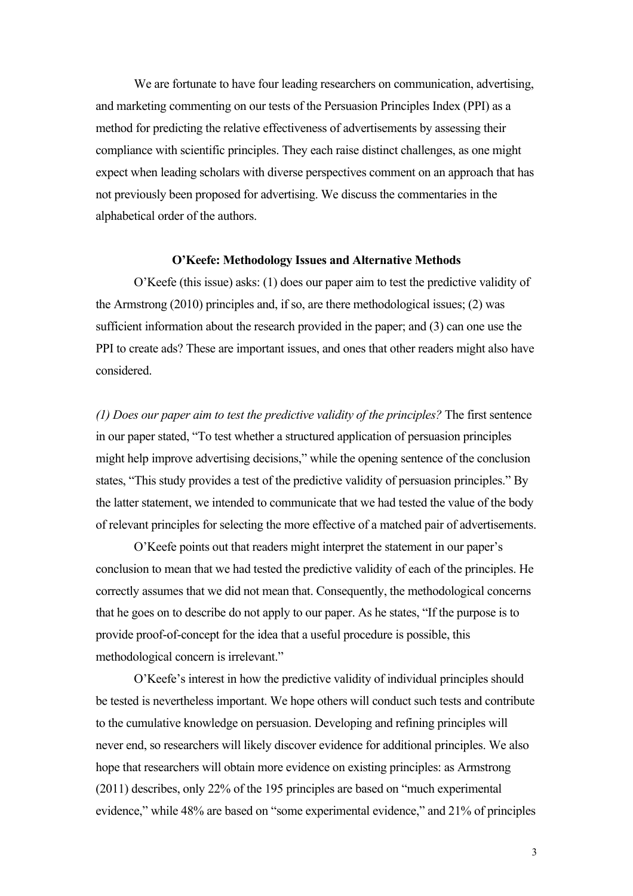We are fortunate to have four leading researchers on communication, advertising, and marketing commenting on our tests of the Persuasion Principles Index (PPI) as a method for predicting the relative effectiveness of advertisements by assessing their compliance with scientific principles. They each raise distinct challenges, as one might expect when leading scholars with diverse perspectives comment on an approach that has not previously been proposed for advertising. We discuss the commentaries in the alphabetical order of the authors.

### O'Keefe: Methodology Issues and Alternative Methods

O'Keefe (this issue) asks: (1) does our paper aim to test the predictive validity of the Armstrong (2010) principles and, if so, are there methodological issues; (2) was sufficient information about the research provided in the paper; and (3) can one use the PPI to create ads? These are important issues, and ones that other readers might also have considered.

*(1) Does our paper aim to test the predictive validity of the principles?* The first sentence in our paper stated, "To test whether a structured application of persuasion principles might help improve advertising decisions," while the opening sentence of the conclusion states, "This study provides a test of the predictive validity of persuasion principles." By the latter statement, we intended to communicate that we had tested the value of the body of relevant principles for selecting the more effective of a matched pair of advertisements.

O'Keefe points out that readers might interpret the statement in our paper's conclusion to mean that we had tested the predictive validity of each of the principles. He correctly assumes that we did not mean that. Consequently, the methodological concerns that he goes on to describe do not apply to our paper. As he states, "If the purpose is to provide proof-of-concept for the idea that a useful procedure is possible, this methodological concern is irrelevant."

O'Keefe's interest in how the predictive validity of individual principles should be tested is nevertheless important. We hope others will conduct such tests and contribute to the cumulative knowledge on persuasion. Developing and refining principles will never end, so researchers will likely discover evidence for additional principles. We also hope that researchers will obtain more evidence on existing principles: as Armstrong (2011) describes, only 22% of the 195 principles are based on "much experimental evidence," while 48% are based on "some experimental evidence," and 21% of principles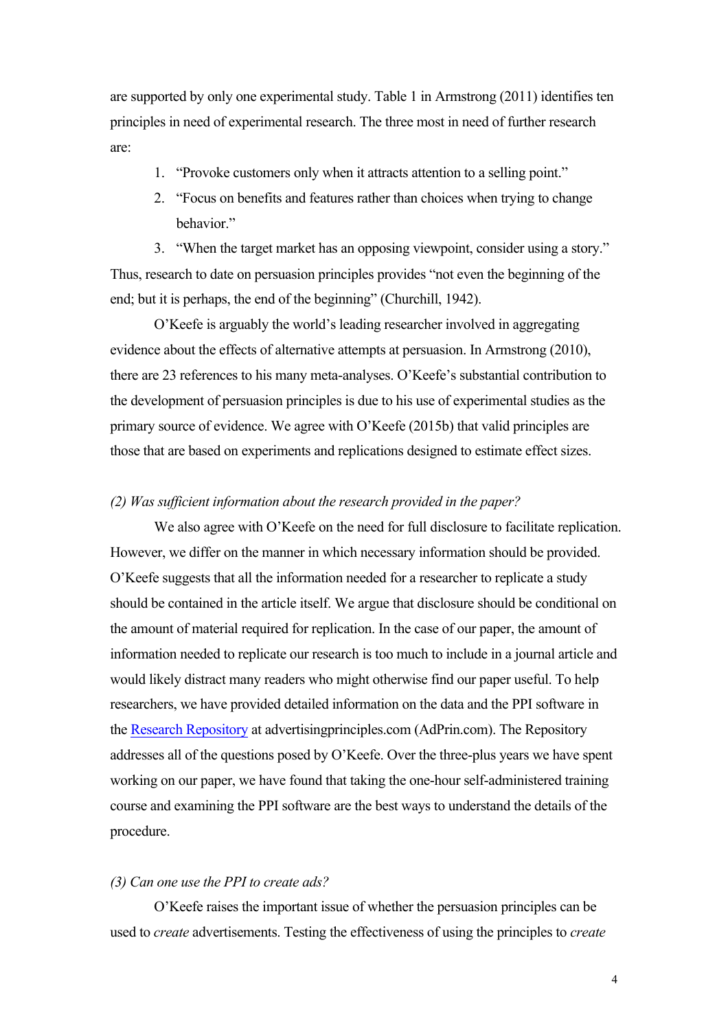are supported by only one experimental study. Table 1 in Armstrong (2011) identifies ten principles in need of experimental research. The three most in need of further research are:

1. "Provoke customers only when it attracts attention to a selling point."
2. "Focus on benefits and features rather than choices when trying to change behavior."
3. "When the target market has an opposing viewpoint, consider using a story."

Thus, research to date on persuasion principles provides "not even the beginning of the end; but it is perhaps, the end of the beginning" (Churchill, 1942).

O'Keefe is arguably the world's leading researcher involved in aggregating evidence about the effects of alternative attempts at persuasion. In Armstrong (2010), there are 23 references to his many meta-analyses. O'Keefe's substantial contribution to the development of persuasion principles is due to his use of experimental studies as the primary source of evidence. We agree with O'Keefe (2015b) that valid principles are those that are based on experiments and replications designed to estimate effect sizes.

*(2) Was sufficient information about the research provided in the paper?*

We also agree with O'Keefe on the need for full disclosure to facilitate replication. However, we differ on the manner in which necessary information should be provided. O'Keefe suggests that all the information needed for a researcher to replicate a study should be contained in the article itself. We argue that disclosure should be conditional on the amount of material required for replication. In the case of our paper, the amount of information needed to replicate our research is too much to include in a journal article and would likely distract many readers who might otherwise find our paper useful. To help researchers, we have provided detailed information on the data and the PPI software in the Research Repository at advertisingprinciples.com (AdPrin.com). The Repository addresses all of the questions posed by O'Keefe. Over the three-plus years we have spent working on our paper, we have found that taking the one-hour self-administered training course and examining the PPI software are the best ways to understand the details of the procedure.

*(3) Can one use the PPI to create ads?*

O'Keefe raises the important issue of whether the persuasion principles can be used to *create* advertisements. Testing the effectiveness of using the principles to *create*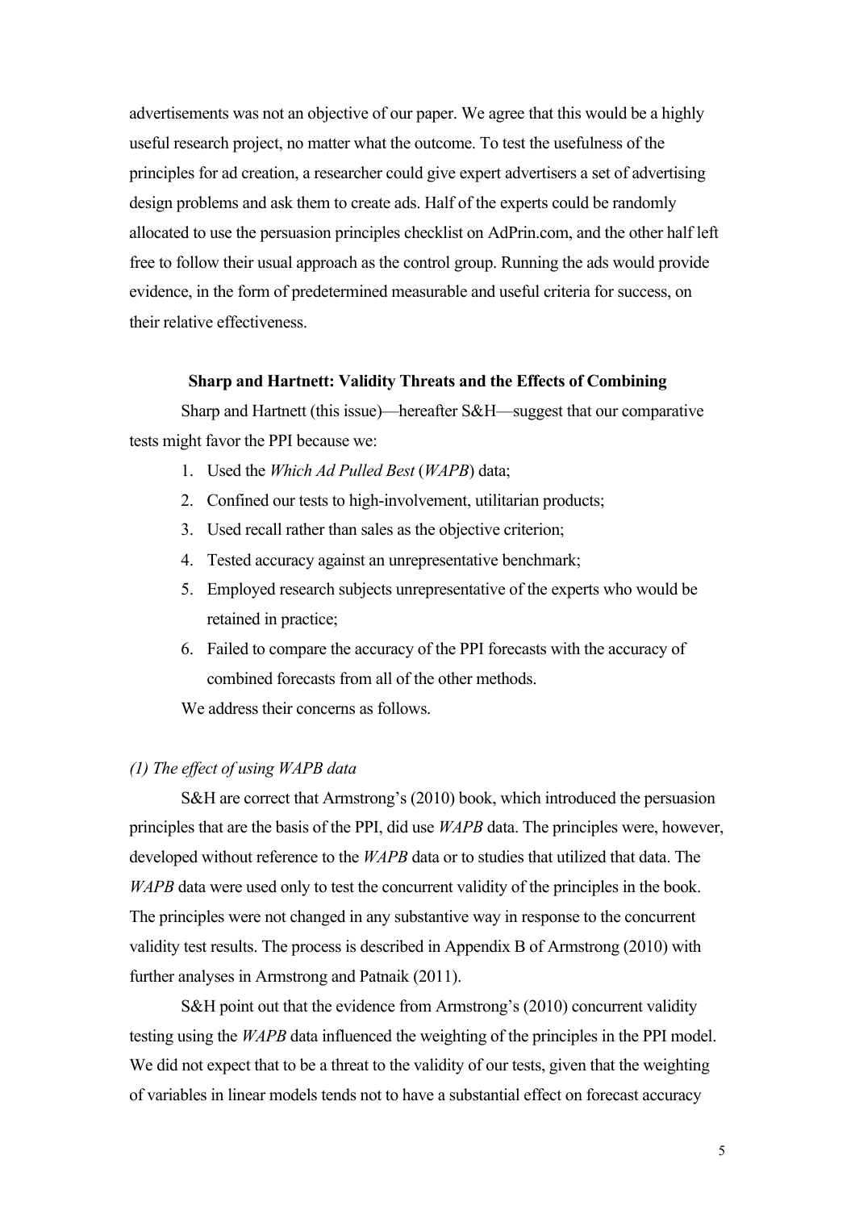advertisements was not an objective of our paper. We agree that this would be a highly useful research project, no matter what the outcome. To test the usefulness of the principles for ad creation, a researcher could give expert advertisers a set of advertising design problems and ask them to create ads. Half of the experts could be randomly allocated to use the persuasion principles checklist on AdPrin.com, and the other half left free to follow their usual approach as the control group. Running the ads would provide evidence, in the form of predetermined measurable and useful criteria for success, on their relative effectiveness.

## Sharp and Hartnett: Validity Threats and the Effects of Combining

Sharp and Hartnett (this issue)—hereafter S&H—suggest that our comparative tests might favor the PPI because we:

1. Used the *Which Ad Pulled Best* (*WAPB*) data;
2. Confined our tests to high-involvement, utilitarian products;
3. Used recall rather than sales as the objective criterion;
4. Tested accuracy against an unrepresentative benchmark;
5. Employed research subjects unrepresentative of the experts who would be retained in practice;
6. Failed to compare the accuracy of the PPI forecasts with the accuracy of combined forecasts from all of the other methods.

We address their concerns as follows.

### *(1) The effect of using WAPB data*

S&H are correct that Armstrong's (2010) book, which introduced the persuasion principles that are the basis of the PPI, did use *WAPB* data. The principles were, however, developed without reference to the *WAPB* data or to studies that utilized that data. The *WAPB* data were used only to test the concurrent validity of the principles in the book. The principles were not changed in any substantive way in response to the concurrent validity test results. The process is described in Appendix B of Armstrong (2010) with further analyses in Armstrong and Patnaik (2011).

S&H point out that the evidence from Armstrong's (2010) concurrent validity testing using the *WAPB* data influenced the weighting of the principles in the PPI model. We did not expect that to be a threat to the validity of our tests, given that the weighting of variables in linear models tends not to have a substantial effect on forecast accuracy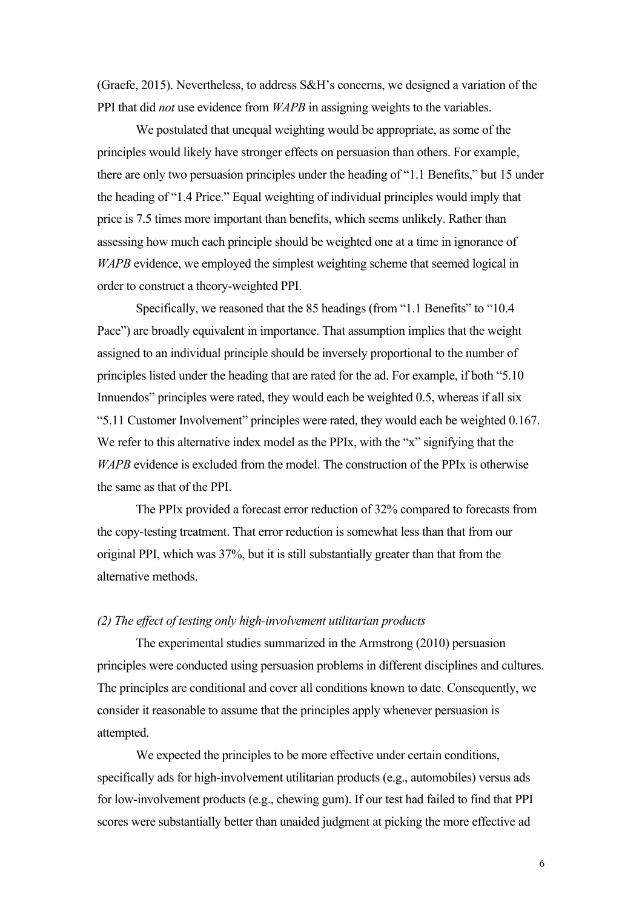(Graefe, 2015). Nevertheless, to address S&H's concerns, we designed a variation of the PPI that did *not* use evidence from *WAPB* in assigning weights to the variables.

We postulated that unequal weighting would be appropriate, as some of the principles would likely have stronger effects on persuasion than others. For example, there are only two persuasion principles under the heading of "1.1 Benefits," but 15 under the heading of "1.4 Price." Equal weighting of individual principles would imply that price is 7.5 times more important than benefits, which seems unlikely. Rather than assessing how much each principle should be weighted one at a time in ignorance of *WAPB* evidence, we employed the simplest weighting scheme that seemed logical in order to construct a theory-weighted PPI.

Specifically, we reasoned that the 85 headings (from "1.1 Benefits" to "10.4 Pace") are broadly equivalent in importance. That assumption implies that the weight assigned to an individual principle should be inversely proportional to the number of principles listed under the heading that are rated for the ad. For example, if both "5.10 Innuendos" principles were rated, they would each be weighted 0.5, whereas if all six "5.11 Customer Involvement" principles were rated, they would each be weighted 0.167. We refer to this alternative index model as the PPIx, with the "x" signifying that the *WAPB* evidence is excluded from the model. The construction of the PPIx is otherwise the same as that of the PPI.

The PPIx provided a forecast error reduction of 32% compared to forecasts from the copy-testing treatment. That error reduction is somewhat less than that from our original PPI, which was 37%, but it is still substantially greater than that from the alternative methods.

#### *(2) The effect of testing only high-involvement utilitarian products*

The experimental studies summarized in the Armstrong (2010) persuasion principles were conducted using persuasion problems in different disciplines and cultures. The principles are conditional and cover all conditions known to date. Consequently, we consider it reasonable to assume that the principles apply whenever persuasion is attempted.

We expected the principles to be more effective under certain conditions, specifically ads for high-involvement utilitarian products (e.g., automobiles) versus ads for low-involvement products (e.g., chewing gum). If our test had failed to find that PPI scores were substantially better than unaided judgment at picking the more effective ad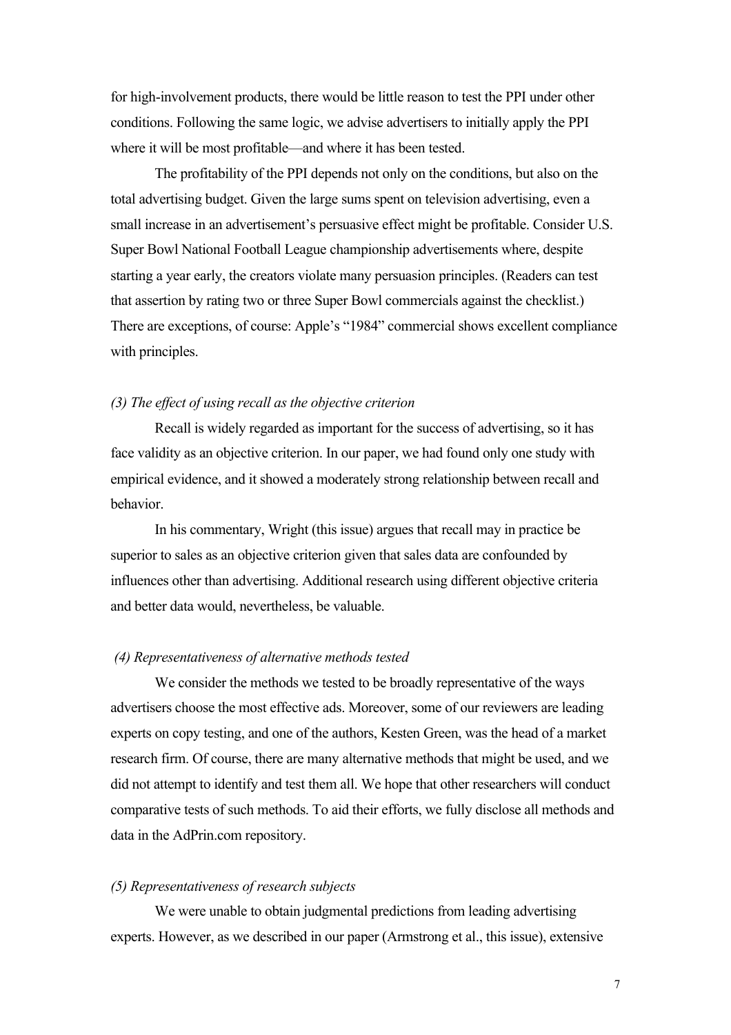for high-involvement products, there would be little reason to test the PPI under other conditions. Following the same logic, we advise advertisers to initially apply the PPI where it will be most profitable—and where it has been tested.

The profitability of the PPI depends not only on the conditions, but also on the total advertising budget. Given the large sums spent on television advertising, even a small increase in an advertisement's persuasive effect might be profitable. Consider U.S. Super Bowl National Football League championship advertisements where, despite starting a year early, the creators violate many persuasion principles. (Readers can test that assertion by rating two or three Super Bowl commercials against the checklist.) There are exceptions, of course: Apple's "1984" commercial shows excellent compliance with principles.

*(3) The effect of using recall as the objective criterion*

Recall is widely regarded as important for the success of advertising, so it has face validity as an objective criterion. In our paper, we had found only one study with empirical evidence, and it showed a moderately strong relationship between recall and behavior.

In his commentary, Wright (this issue) argues that recall may in practice be superior to sales as an objective criterion given that sales data are confounded by influences other than advertising. Additional research using different objective criteria and better data would, nevertheless, be valuable.

*(4) Representativeness of alternative methods tested*

We consider the methods we tested to be broadly representative of the ways advertisers choose the most effective ads. Moreover, some of our reviewers are leading experts on copy testing, and one of the authors, Kesten Green, was the head of a market research firm. Of course, there are many alternative methods that might be used, and we did not attempt to identify and test them all. We hope that other researchers will conduct comparative tests of such methods. To aid their efforts, we fully disclose all methods and data in the AdPrin.com repository.

*(5) Representativeness of research subjects*

We were unable to obtain judgmental predictions from leading advertising experts. However, as we described in our paper (Armstrong et al., this issue), extensive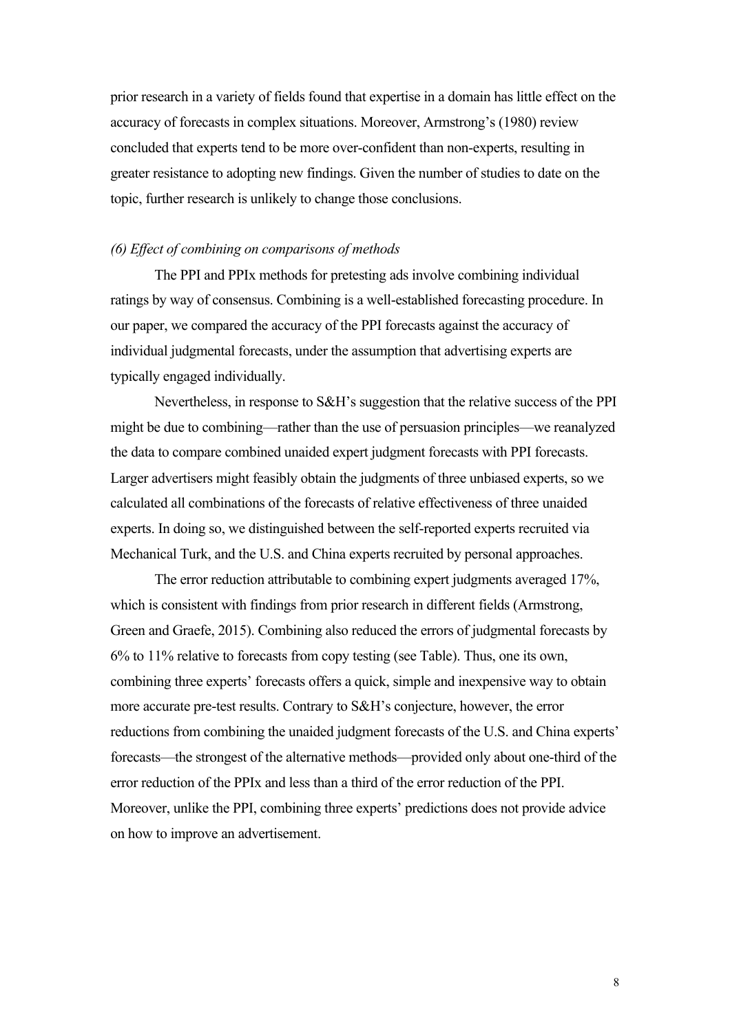prior research in a variety of fields found that expertise in a domain has little effect on the accuracy of forecasts in complex situations. Moreover, Armstrong's (1980) review concluded that experts tend to be more over-confident than non-experts, resulting in greater resistance to adopting new findings. Given the number of studies to date on the topic, further research is unlikely to change those conclusions.

*(6) Effect of combining on comparisons of methods*

The PPI and PPIx methods for pretesting ads involve combining individual ratings by way of consensus. Combining is a well-established forecasting procedure. In our paper, we compared the accuracy of the PPI forecasts against the accuracy of individual judgmental forecasts, under the assumption that advertising experts are typically engaged individually.

Nevertheless, in response to S&H's suggestion that the relative success of the PPI might be due to combining—rather than the use of persuasion principles—we reanalyzed the data to compare combined unaided expert judgment forecasts with PPI forecasts. Larger advertisers might feasibly obtain the judgments of three unbiased experts, so we calculated all combinations of the forecasts of relative effectiveness of three unaided experts. In doing so, we distinguished between the self-reported experts recruited via Mechanical Turk, and the U.S. and China experts recruited by personal approaches.

The error reduction attributable to combining expert judgments averaged 17%, which is consistent with findings from prior research in different fields (Armstrong, Green and Graefe, 2015). Combining also reduced the errors of judgmental forecasts by 6% to 11% relative to forecasts from copy testing (see Table). Thus, one its own, combining three experts' forecasts offers a quick, simple and inexpensive way to obtain more accurate pre-test results. Contrary to S&H's conjecture, however, the error reductions from combining the unaided judgment forecasts of the U.S. and China experts' forecasts—the strongest of the alternative methods—provided only about one-third of the error reduction of the PPIx and less than a third of the error reduction of the PPI. Moreover, unlike the PPI, combining three experts' predictions does not provide advice on how to improve an advertisement.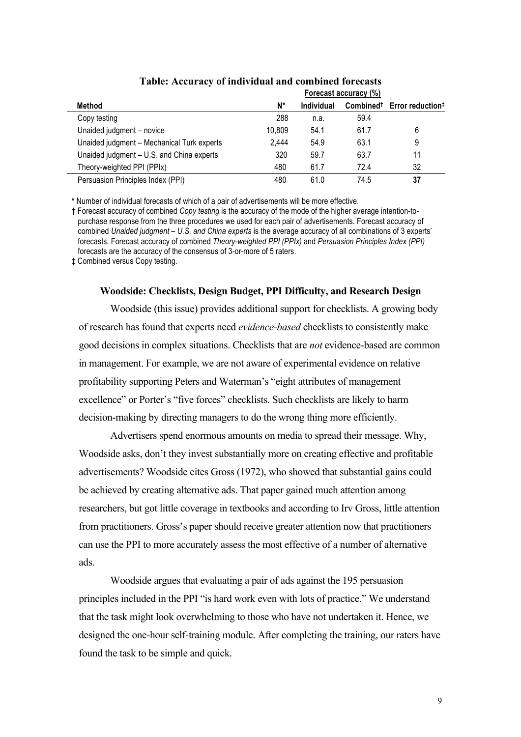**Table: Accuracy of individual and combined forecasts**

| | | Forecast accuracy (%) | | |
|---|---|---|---|---|
| **Method** | **N*** | **Individual** | **Combined†** | **Error reduction‡** |
| Copy testing | 288 | n.a. | 59.4 | |
| Unaided judgment – novice | 10,809 | 54.1 | 61.7 | 6 |
| Unaided judgment – Mechanical Turk experts | 2,444 | 54.9 | 63.1 | 9 |
| Unaided judgment – U.S. and China experts | 320 | 59.7 | 63.7 | 11 |
| Theory-weighted PPI (PPIx) | 480 | 61.7 | 72.4 | 32 |
| Persuasion Principles Index (PPI) | 480 | 61.0 | 74.5 | **37** |

**\*** Number of individual forecasts of which of a pair of advertisements will be more effective.

**†** Forecast accuracy of combined *Copy testing* is the accuracy of the mode of the higher average intention-to-purchase response from the three procedures we used for each pair of advertisements. Forecast accuracy of combined *Unaided judgment – U.S. and China experts* is the average accuracy of all combinations of 3 experts' forecasts. Forecast accuracy of combined *Theory-weighted PPI (PPIx)* and *Persuasion Principles Index (PPI)* forecasts are the accuracy of the consensus of 3-or-more of 5 raters.

‡ Combined versus Copy testing.

### Woodside: Checklists, Design Budget, PPI Difficulty, and Research Design

Woodside (this issue) provides additional support for checklists. A growing body of research has found that experts need *evidence-based* checklists to consistently make good decisions in complex situations. Checklists that are *not* evidence-based are common in management. For example, we are not aware of experimental evidence on relative profitability supporting Peters and Waterman's "eight attributes of management excellence" or Porter's "five forces" checklists. Such checklists are likely to harm decision-making by directing managers to do the wrong thing more efficiently.

Advertisers spend enormous amounts on media to spread their message. Why, Woodside asks, don't they invest substantially more on creating effective and profitable advertisements? Woodside cites Gross (1972), who showed that substantial gains could be achieved by creating alternative ads. That paper gained much attention among researchers, but got little coverage in textbooks and according to Irv Gross, little attention from practitioners. Gross's paper should receive greater attention now that practitioners can use the PPI to more accurately assess the most effective of a number of alternative ads.

Woodside argues that evaluating a pair of ads against the 195 persuasion principles included in the PPI "is hard work even with lots of practice." We understand that the task might look overwhelming to those who have not undertaken it. Hence, we designed the one-hour self-training module. After completing the training, our raters have found the task to be simple and quick.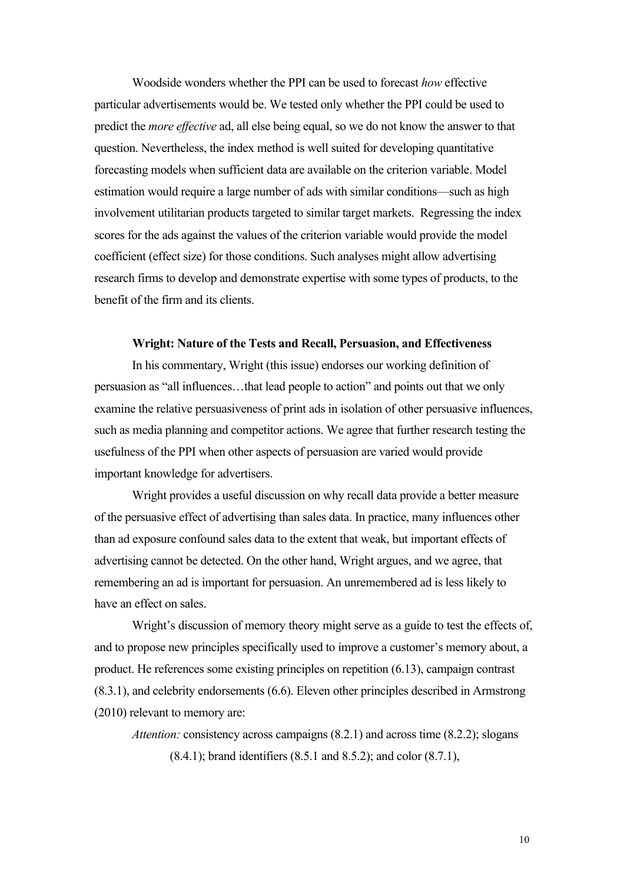Woodside wonders whether the PPI can be used to forecast *how* effective particular advertisements would be. We tested only whether the PPI could be used to predict the *more effective* ad, all else being equal, so we do not know the answer to that question. Nevertheless, the index method is well suited for developing quantitative forecasting models when sufficient data are available on the criterion variable. Model estimation would require a large number of ads with similar conditions—such as high involvement utilitarian products targeted to similar target markets. Regressing the index scores for the ads against the values of the criterion variable would provide the model coefficient (effect size) for those conditions. Such analyses might allow advertising research firms to develop and demonstrate expertise with some types of products, to the benefit of the firm and its clients.

### Wright: Nature of the Tests and Recall, Persuasion, and Effectiveness

In his commentary, Wright (this issue) endorses our working definition of persuasion as "all influences…that lead people to action" and points out that we only examine the relative persuasiveness of print ads in isolation of other persuasive influences, such as media planning and competitor actions. We agree that further research testing the usefulness of the PPI when other aspects of persuasion are varied would provide important knowledge for advertisers.

Wright provides a useful discussion on why recall data provide a better measure of the persuasive effect of advertising than sales data. In practice, many influences other than ad exposure confound sales data to the extent that weak, but important effects of advertising cannot be detected. On the other hand, Wright argues, and we agree, that remembering an ad is important for persuasion. An unremembered ad is less likely to have an effect on sales.

Wright's discussion of memory theory might serve as a guide to test the effects of, and to propose new principles specifically used to improve a customer's memory about, a product. He references some existing principles on repetition (6.13), campaign contrast (8.3.1), and celebrity endorsements (6.6). Eleven other principles described in Armstrong (2010) relevant to memory are:

*Attention:* consistency across campaigns (8.2.1) and across time (8.2.2); slogans (8.4.1); brand identifiers (8.5.1 and 8.5.2); and color (8.7.1),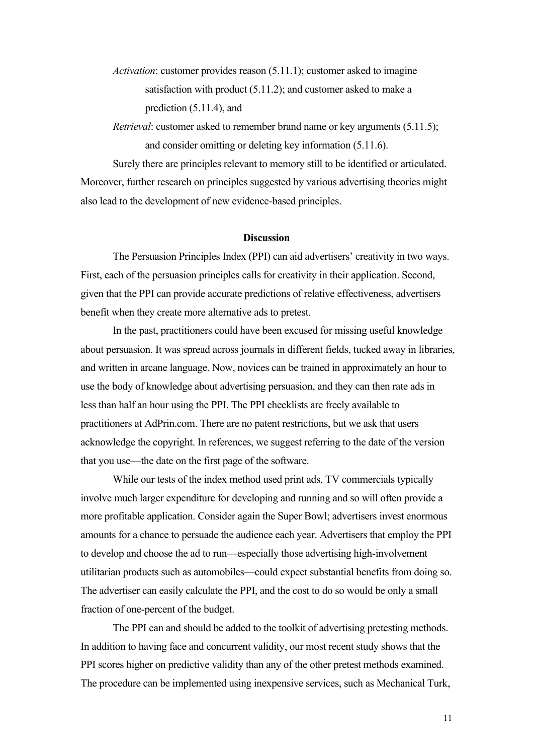*Activation*: customer provides reason (5.11.1); customer asked to imagine satisfaction with product (5.11.2); and customer asked to make a prediction (5.11.4), and

*Retrieval*: customer asked to remember brand name or key arguments (5.11.5); and consider omitting or deleting key information (5.11.6).

Surely there are principles relevant to memory still to be identified or articulated. Moreover, further research on principles suggested by various advertising theories might also lead to the development of new evidence-based principles.

## Discussion

The Persuasion Principles Index (PPI) can aid advertisers' creativity in two ways. First, each of the persuasion principles calls for creativity in their application. Second, given that the PPI can provide accurate predictions of relative effectiveness, advertisers benefit when they create more alternative ads to pretest.

In the past, practitioners could have been excused for missing useful knowledge about persuasion. It was spread across journals in different fields, tucked away in libraries, and written in arcane language. Now, novices can be trained in approximately an hour to use the body of knowledge about advertising persuasion, and they can then rate ads in less than half an hour using the PPI. The PPI checklists are freely available to practitioners at AdPrin.com. There are no patent restrictions, but we ask that users acknowledge the copyright. In references, we suggest referring to the date of the version that you use—the date on the first page of the software.

While our tests of the index method used print ads, TV commercials typically involve much larger expenditure for developing and running and so will often provide a more profitable application. Consider again the Super Bowl; advertisers invest enormous amounts for a chance to persuade the audience each year. Advertisers that employ the PPI to develop and choose the ad to run—especially those advertising high-involvement utilitarian products such as automobiles—could expect substantial benefits from doing so. The advertiser can easily calculate the PPI, and the cost to do so would be only a small fraction of one-percent of the budget.

The PPI can and should be added to the toolkit of advertising pretesting methods. In addition to having face and concurrent validity, our most recent study shows that the PPI scores higher on predictive validity than any of the other pretest methods examined. The procedure can be implemented using inexpensive services, such as Mechanical Turk,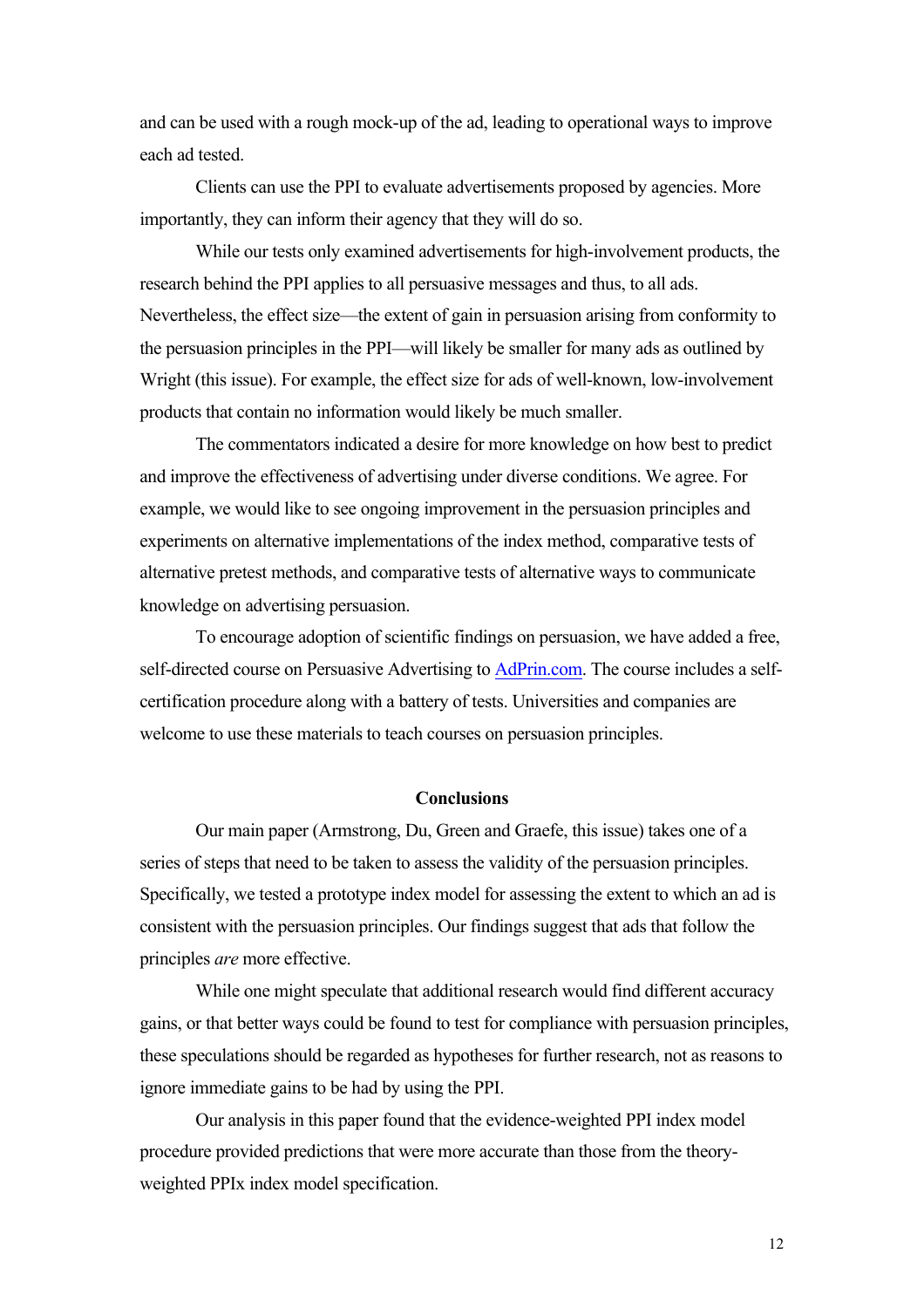and can be used with a rough mock-up of the ad, leading to operational ways to improve each ad tested.

Clients can use the PPI to evaluate advertisements proposed by agencies. More importantly, they can inform their agency that they will do so.

While our tests only examined advertisements for high-involvement products, the research behind the PPI applies to all persuasive messages and thus, to all ads. Nevertheless, the effect size—the extent of gain in persuasion arising from conformity to the persuasion principles in the PPI—will likely be smaller for many ads as outlined by Wright (this issue). For example, the effect size for ads of well-known, low-involvement products that contain no information would likely be much smaller.

The commentators indicated a desire for more knowledge on how best to predict and improve the effectiveness of advertising under diverse conditions. We agree. For example, we would like to see ongoing improvement in the persuasion principles and experiments on alternative implementations of the index method, comparative tests of alternative pretest methods, and comparative tests of alternative ways to communicate knowledge on advertising persuasion.

To encourage adoption of scientific findings on persuasion, we have added a free, self-directed course on Persuasive Advertising to AdPrin.com. The course includes a self-certification procedure along with a battery of tests. Universities and companies are welcome to use these materials to teach courses on persuasion principles.

## Conclusions

Our main paper (Armstrong, Du, Green and Graefe, this issue) takes one of a series of steps that need to be taken to assess the validity of the persuasion principles. Specifically, we tested a prototype index model for assessing the extent to which an ad is consistent with the persuasion principles. Our findings suggest that ads that follow the principles *are* more effective.

While one might speculate that additional research would find different accuracy gains, or that better ways could be found to test for compliance with persuasion principles, these speculations should be regarded as hypotheses for further research, not as reasons to ignore immediate gains to be had by using the PPI.

Our analysis in this paper found that the evidence-weighted PPI index model procedure provided predictions that were more accurate than those from the theory-weighted PPIx index model specification.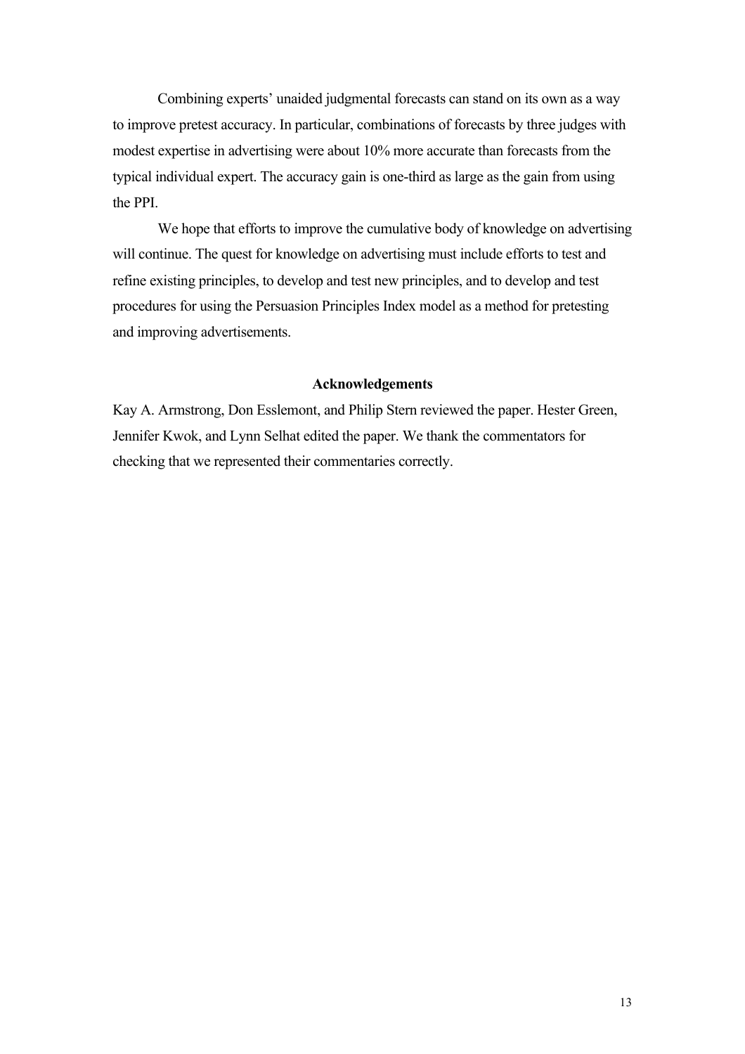Combining experts' unaided judgmental forecasts can stand on its own as a way to improve pretest accuracy. In particular, combinations of forecasts by three judges with modest expertise in advertising were about 10% more accurate than forecasts from the typical individual expert. The accuracy gain is one-third as large as the gain from using the PPI.

We hope that efforts to improve the cumulative body of knowledge on advertising will continue. The quest for knowledge on advertising must include efforts to test and refine existing principles, to develop and test new principles, and to develop and test procedures for using the Persuasion Principles Index model as a method for pretesting and improving advertisements.

## Acknowledgements

Kay A. Armstrong, Don Esslemont, and Philip Stern reviewed the paper. Hester Green, Jennifer Kwok, and Lynn Selhat edited the paper. We thank the commentators for checking that we represented their commentaries correctly.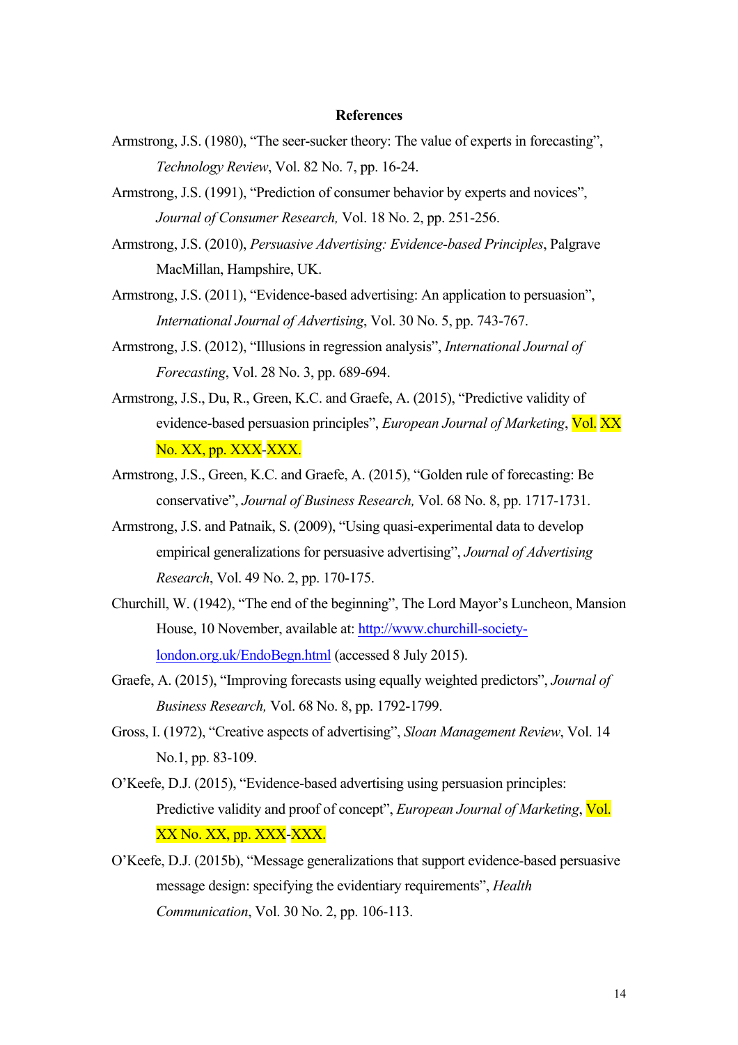## References

Armstrong, J.S. (1980), "The seer-sucker theory: The value of experts in forecasting", *Technology Review*, Vol. 82 No. 7, pp. 16-24.

Armstrong, J.S. (1991), "Prediction of consumer behavior by experts and novices", *Journal of Consumer Research,* Vol. 18 No. 2, pp. 251-256.

Armstrong, J.S. (2010), *Persuasive Advertising: Evidence-based Principles*, Palgrave MacMillan, Hampshire, UK.

Armstrong, J.S. (2011), "Evidence-based advertising: An application to persuasion", *International Journal of Advertising*, Vol. 30 No. 5, pp. 743-767.

Armstrong, J.S. (2012), "Illusions in regression analysis", *International Journal of Forecasting*, Vol. 28 No. 3, pp. 689-694.

Armstrong, J.S., Du, R., Green, K.C. and Graefe, A. (2015), "Predictive validity of evidence-based persuasion principles", *European Journal of Marketing*, Vol. XX No. XX, pp. XXX-XXX.

Armstrong, J.S., Green, K.C. and Graefe, A. (2015), "Golden rule of forecasting: Be conservative", *Journal of Business Research,* Vol. 68 No. 8, pp. 1717-1731.

Armstrong, J.S. and Patnaik, S. (2009), "Using quasi-experimental data to develop empirical generalizations for persuasive advertising", *Journal of Advertising Research*, Vol. 49 No. 2, pp. 170-175.

Churchill, W. (1942), "The end of the beginning", The Lord Mayor's Luncheon, Mansion House, 10 November, available at: http://www.churchill-society-london.org.uk/EndoBegn.html (accessed 8 July 2015).

Graefe, A. (2015), "Improving forecasts using equally weighted predictors", *Journal of Business Research,* Vol. 68 No. 8, pp. 1792-1799.

Gross, I. (1972), "Creative aspects of advertising", *Sloan Management Review*, Vol. 14 No.1, pp. 83-109.

O'Keefe, D.J. (2015), "Evidence-based advertising using persuasion principles: Predictive validity and proof of concept", *European Journal of Marketing*, Vol. XX No. XX, pp. XXX-XXX.

O'Keefe, D.J. (2015b), "Message generalizations that support evidence-based persuasive message design: specifying the evidentiary requirements", *Health Communication*, Vol. 30 No. 2, pp. 106-113.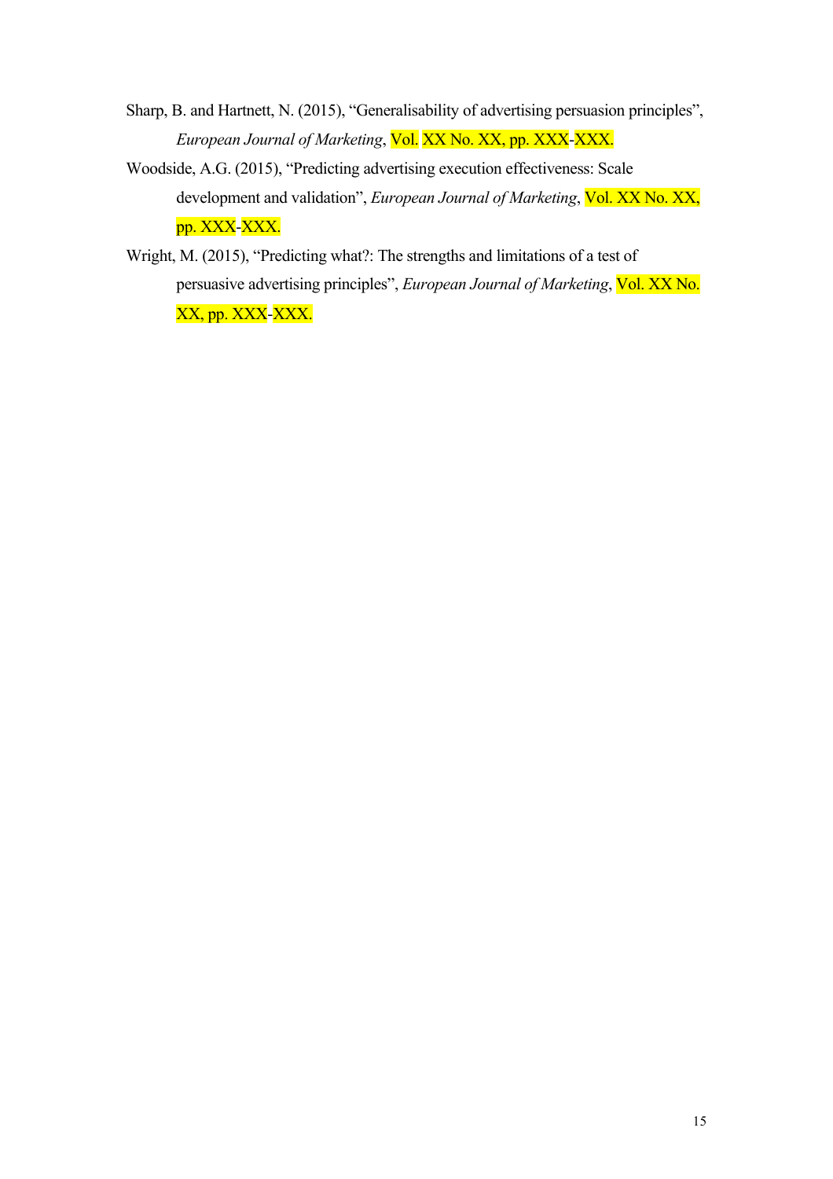Sharp, B. and Hartnett, N. (2015), "Generalisability of advertising persuasion principles", *European Journal of Marketing*, Vol. XX No. XX, pp. XXX-XXX.

Woodside, A.G. (2015), "Predicting advertising execution effectiveness: Scale development and validation", *European Journal of Marketing*, Vol. XX No. XX, pp. XXX-XXX.

Wright, M. (2015), "Predicting what?: The strengths and limitations of a test of persuasive advertising principles", *European Journal of Marketing*, Vol. XX No. XX, pp. XXX-XXX.